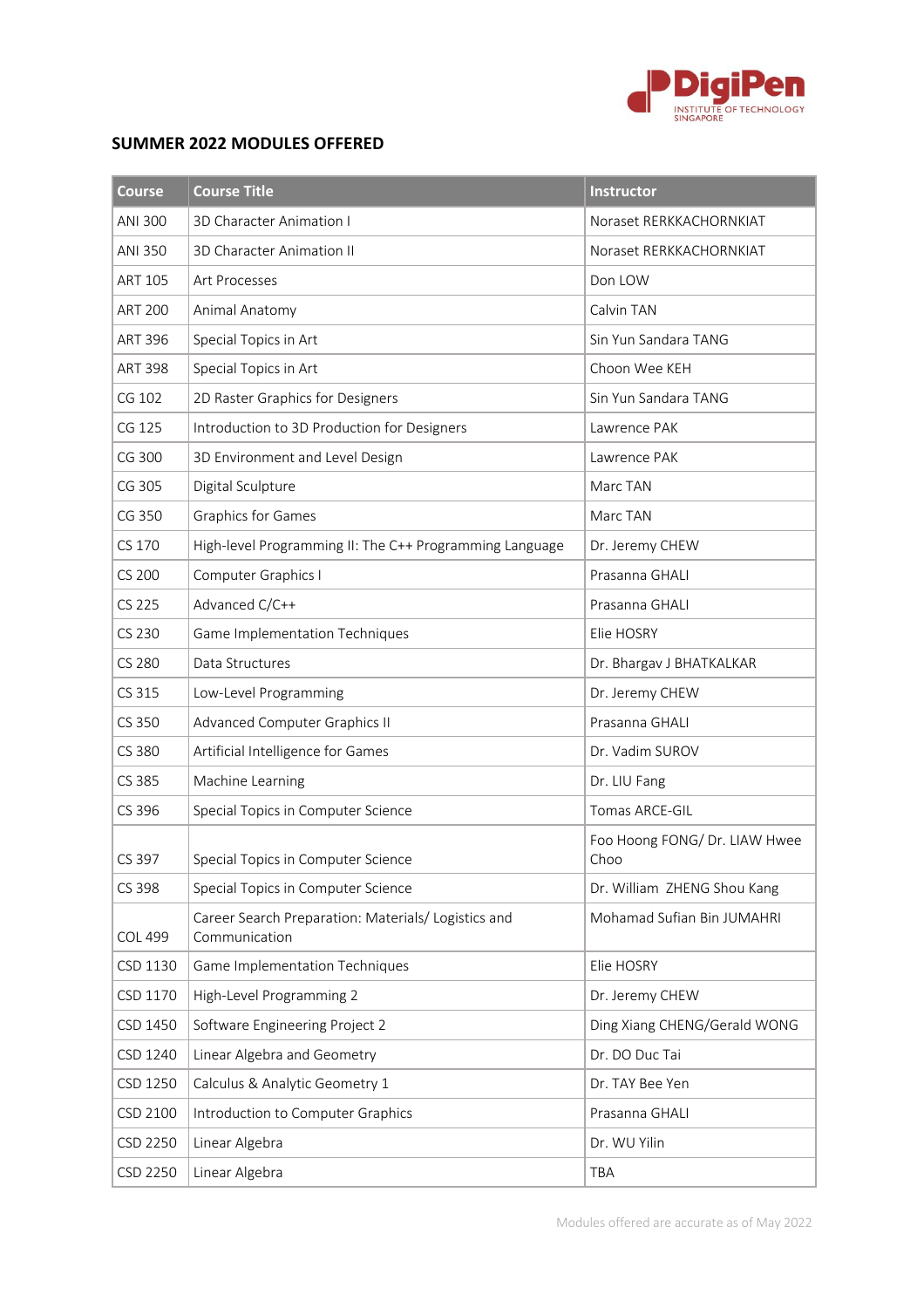## SUMMER 2022 MODULES OFFERED

| Course | Course Title | Instructor |
|---|---|---|
| ANI 300 | 3D Character Animation I | Noraset RERKKACHORNKIAT |
| ANI 350 | 3D Character Animation II | Noraset RERKKACHORNKIAT |
| ART 105 | Art Processes | Don LOW |
| ART 200 | Animal Anatomy | Calvin TAN |
| ART 396 | Special Topics in Art | Sin Yun Sandara TANG |
| ART 398 | Special Topics in Art | Choon Wee KEH |
| CG 102 | 2D Raster Graphics for Designers | Sin Yun Sandara TANG |
| CG 125 | Introduction to 3D Production for Designers | Lawrence PAK |
| CG 300 | 3D Environment and Level Design | Lawrence PAK |
| CG 305 | Digital Sculpture | Marc TAN |
| CG 350 | Graphics for Games | Marc TAN |
| CS 170 | High-level Programming II: The C++ Programming Language | Dr. Jeremy CHEW |
| CS 200 | Computer Graphics I | Prasanna GHALI |
| CS 225 | Advanced C/C++ | Prasanna GHALI |
| CS 230 | Game Implementation Techniques | Elie HOSRY |
| CS 280 | Data Structures | Dr. Bhargav J BHATKALKAR |
| CS 315 | Low-Level Programming | Dr. Jeremy CHEW |
| CS 350 | Advanced Computer Graphics II | Prasanna GHALI |
| CS 380 | Artificial Intelligence for Games | Dr. Vadim SUROV |
| CS 385 | Machine Learning | Dr. LIU Fang |
| CS 396 | Special Topics in Computer Science | Tomas ARCE-GIL |
| CS 397 | Special Topics in Computer Science | Foo Hoong FONG/ Dr. LIAW Hwee Choo |
| CS 398 | Special Topics in Computer Science | Dr. William ZHENG Shou Kang |
| COL 499 | Career Search Preparation: Materials/ Logistics and Communication | Mohamad Sufian Bin JUMAHRI |
| CSD 1130 | Game Implementation Techniques | Elie HOSRY |
| CSD 1170 | High-Level Programming 2 | Dr. Jeremy CHEW |
| CSD 1450 | Software Engineering Project 2 | Ding Xiang CHENG/Gerald WONG |
| CSD 1240 | Linear Algebra and Geometry | Dr. DO Duc Tai |
| CSD 1250 | Calculus & Analytic Geometry 1 | Dr. TAY Bee Yen |
| CSD 2100 | Introduction to Computer Graphics | Prasanna GHALI |
| CSD 2250 | Linear Algebra | Dr. WU Yilin |
| CSD 2250 | Linear Algebra | TBA |

Modules offered are accurate as of May 2022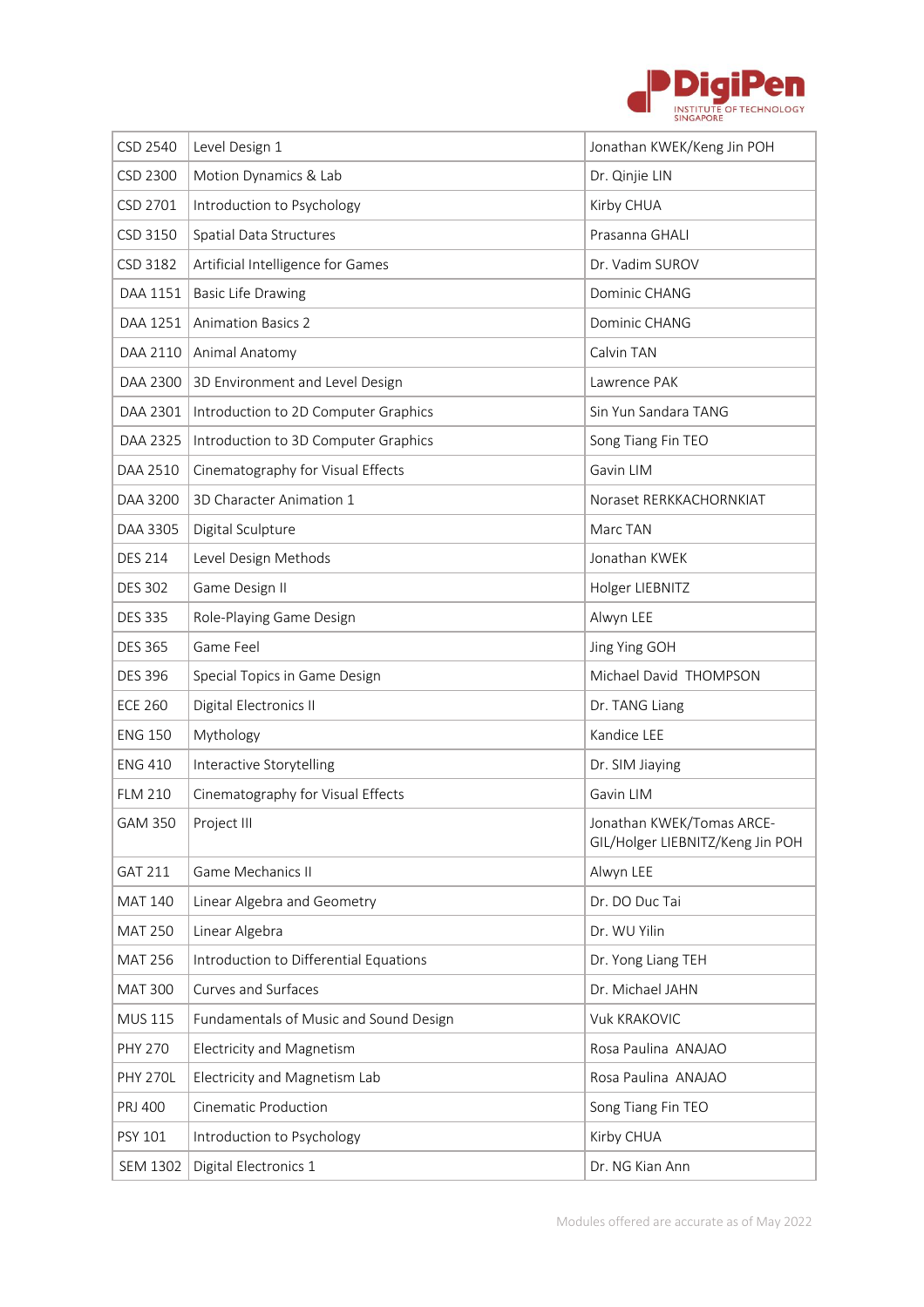| | | |
|---|---|---|
| CSD 2540 | Level Design 1 | Jonathan KWEK/Keng Jin POH |
| CSD 2300 | Motion Dynamics & Lab | Dr. Qinjie LIN |
| CSD 2701 | Introduction to Psychology | Kirby CHUA |
| CSD 3150 | Spatial Data Structures | Prasanna GHALI |
| CSD 3182 | Artificial Intelligence for Games | Dr. Vadim SUROV |
| DAA 1151 | Basic Life Drawing | Dominic CHANG |
| DAA 1251 | Animation Basics 2 | Dominic CHANG |
| DAA 2110 | Animal Anatomy | Calvin TAN |
| DAA 2300 | 3D Environment and Level Design | Lawrence PAK |
| DAA 2301 | Introduction to 2D Computer Graphics | Sin Yun Sandara TANG |
| DAA 2325 | Introduction to 3D Computer Graphics | Song Tiang Fin TEO |
| DAA 2510 | Cinematography for Visual Effects | Gavin LIM |
| DAA 3200 | 3D Character Animation 1 | Noraset RERKKACHORNKIAT |
| DAA 3305 | Digital Sculpture | Marc TAN |
| DES 214 | Level Design Methods | Jonathan KWEK |
| DES 302 | Game Design II | Holger LIEBNITZ |
| DES 335 | Role-Playing Game Design | Alwyn LEE |
| DES 365 | Game Feel | Jing Ying GOH |
| DES 396 | Special Topics in Game Design | Michael David THOMPSON |
| ECE 260 | Digital Electronics II | Dr. TANG Liang |
| ENG 150 | Mythology | Kandice LEE |
| ENG 410 | Interactive Storytelling | Dr. SIM Jiaying |
| FLM 210 | Cinematography for Visual Effects | Gavin LIM |
| GAM 350 | Project III | Jonathan KWEK/Tomas ARCE-GIL/Holger LIEBNITZ/Keng Jin POH |
| GAT 211 | Game Mechanics II | Alwyn LEE |
| MAT 140 | Linear Algebra and Geometry | Dr. DO Duc Tai |
| MAT 250 | Linear Algebra | Dr. WU Yilin |
| MAT 256 | Introduction to Differential Equations | Dr. Yong Liang TEH |
| MAT 300 | Curves and Surfaces | Dr. Michael JAHN |
| MUS 115 | Fundamentals of Music and Sound Design | Vuk KRAKOVIC |
| PHY 270 | Electricity and Magnetism | Rosa Paulina ANAJAO |
| PHY 270L | Electricity and Magnetism Lab | Rosa Paulina ANAJAO |
| PRJ 400 | Cinematic Production | Song Tiang Fin TEO |
| PSY 101 | Introduction to Psychology | Kirby CHUA |
| SEM 1302 | Digital Electronics 1 | Dr. NG Kian Ann |

Modules offered are accurate as of May 2022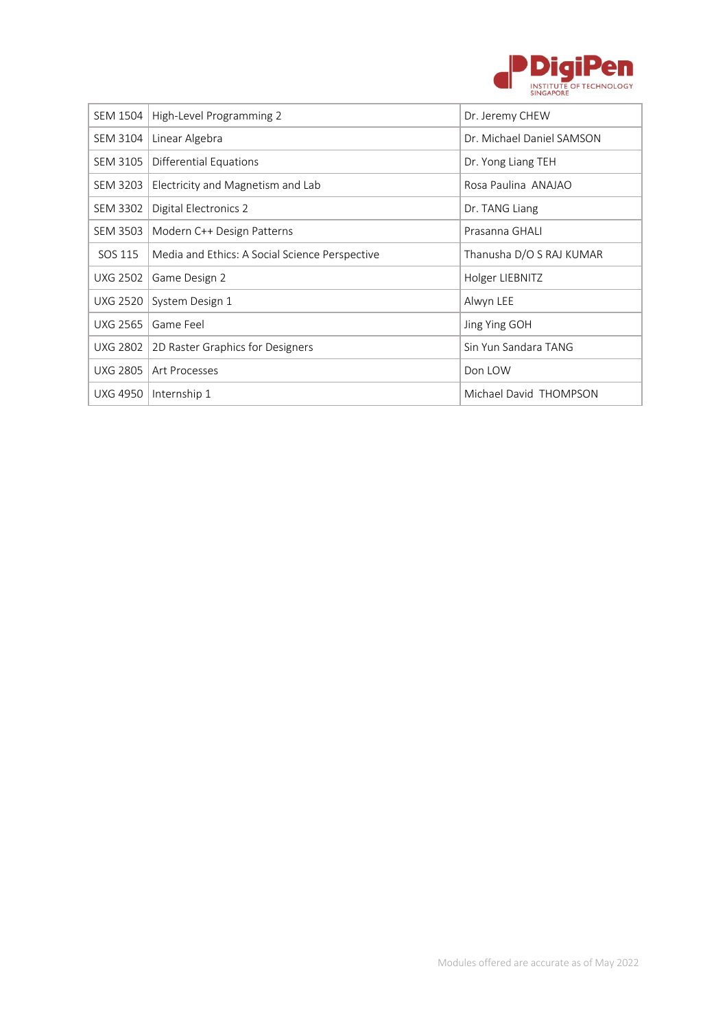| | | |
|---|---|---|
| SEM 1504 | High-Level Programming 2 | Dr. Jeremy CHEW |
| SEM 3104 | Linear Algebra | Dr. Michael Daniel SAMSON |
| SEM 3105 | Differential Equations | Dr. Yong Liang TEH |
| SEM 3203 | Electricity and Magnetism and Lab | Rosa Paulina ANAJAO |
| SEM 3302 | Digital Electronics 2 | Dr. TANG Liang |
| SEM 3503 | Modern C++ Design Patterns | Prasanna GHALI |
| SOS 115 | Media and Ethics: A Social Science Perspective | Thanusha D/O S RAJ KUMAR |
| UXG 2502 | Game Design 2 | Holger LIEBNITZ |
| UXG 2520 | System Design 1 | Alwyn LEE |
| UXG 2565 | Game Feel | Jing Ying GOH |
| UXG 2802 | 2D Raster Graphics for Designers | Sin Yun Sandara TANG |
| UXG 2805 | Art Processes | Don LOW |
| UXG 4950 | Internship 1 | Michael David THOMPSON |

Modules offered are accurate as of May 2022